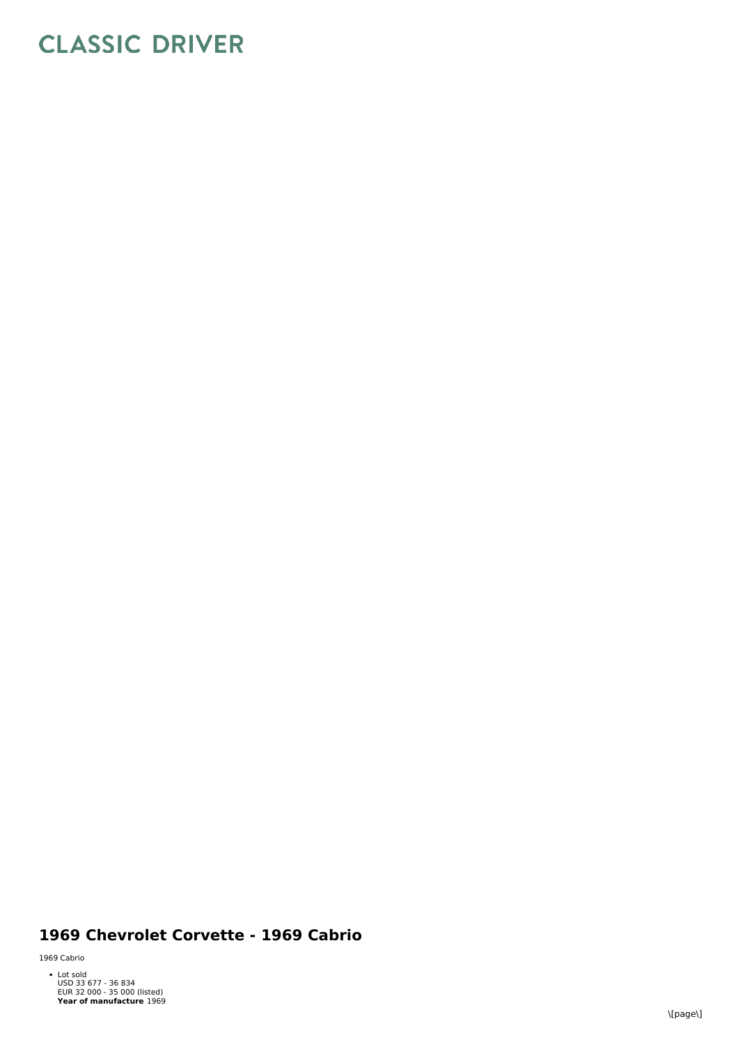# CLASSIC DRIVER

## 1969 Chevrolet Corvette - 1969 Cabrio

1969 Cabrio

- Lot sold
  USD 33 677 - 36 834
  EUR 32 000 - 35 000 (listed)
  **Year of manufacture** 1969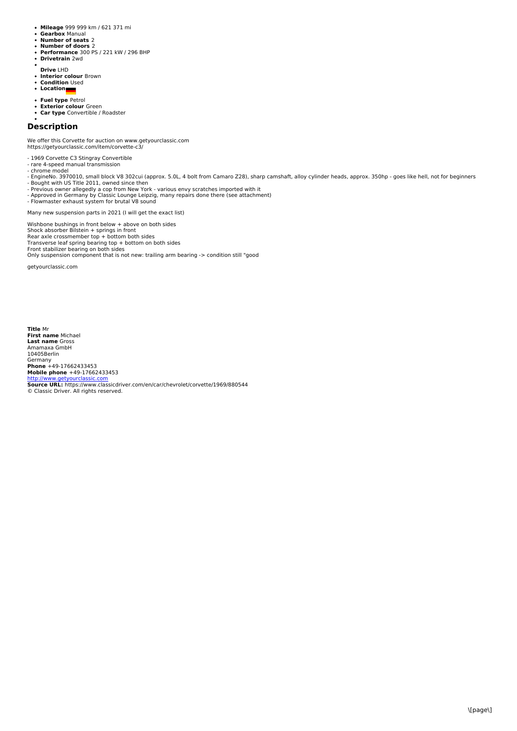- **Mileage** 999 999 km / 621 371 mi
- **Gearbox** Manual
- **Number of seats** 2
- **Number of doors** 2
- **Performance** 300 PS / 221 kW / 296 BHP
- **Drivetrain** 2wd
- **Drive** LHD
- **Interior colour** Brown
- **Condition** Used
- **Location**
- **Fuel type** Petrol
- **Exterior colour** Green
- **Car type** Convertible / Roadster

## Description

We offer this Corvette for auction on www.getyourclassic.com
https://getyourclassic.com/item/corvette-c3/

- 1969 Corvette C3 Stingray Convertible
- rare 4-speed manual transmission
- chrome model
- EngineNo. 3970010, small block V8 302cui (approx. 5.0L, 4 bolt from Camaro Z28), sharp camshaft, alloy cylinder heads, approx. 350hp - goes like hell, not for beginners
- Bought with US Title 2011, owned since then
- Previous owner allegedly a cop from New York - various envy scratches imported with it
- Approved in Germany by Classic Lounge Leipzig, many repairs done there (see attachment)
- Flowmaster exhaust system for brutal V8 sound

Many new suspension parts in 2021 (I will get the exact list)

Wishbone bushings in front below + above on both sides
Shock absorber Bilstein + springs in front
Rear axle crossmember top + bottom both sides
Transverse leaf spring bearing top + bottom on both sides
Front stabilizer bearing on both sides
Only suspension component that is not new: trailing arm bearing -> condition still "good

getyourclassic.com

**Title** Mr
**First name** Michael
**Last name** Gross
Amamaxa GmbH
10405Berlin
Germany
**Phone** +49-17662433453
**Mobile phone** +49-17662433453
http://www.getyourclassic.com
**Source URL:** https://www.classicdriver.com/en/car/chevrolet/corvette/1969/880544
© Classic Driver. All rights reserved.